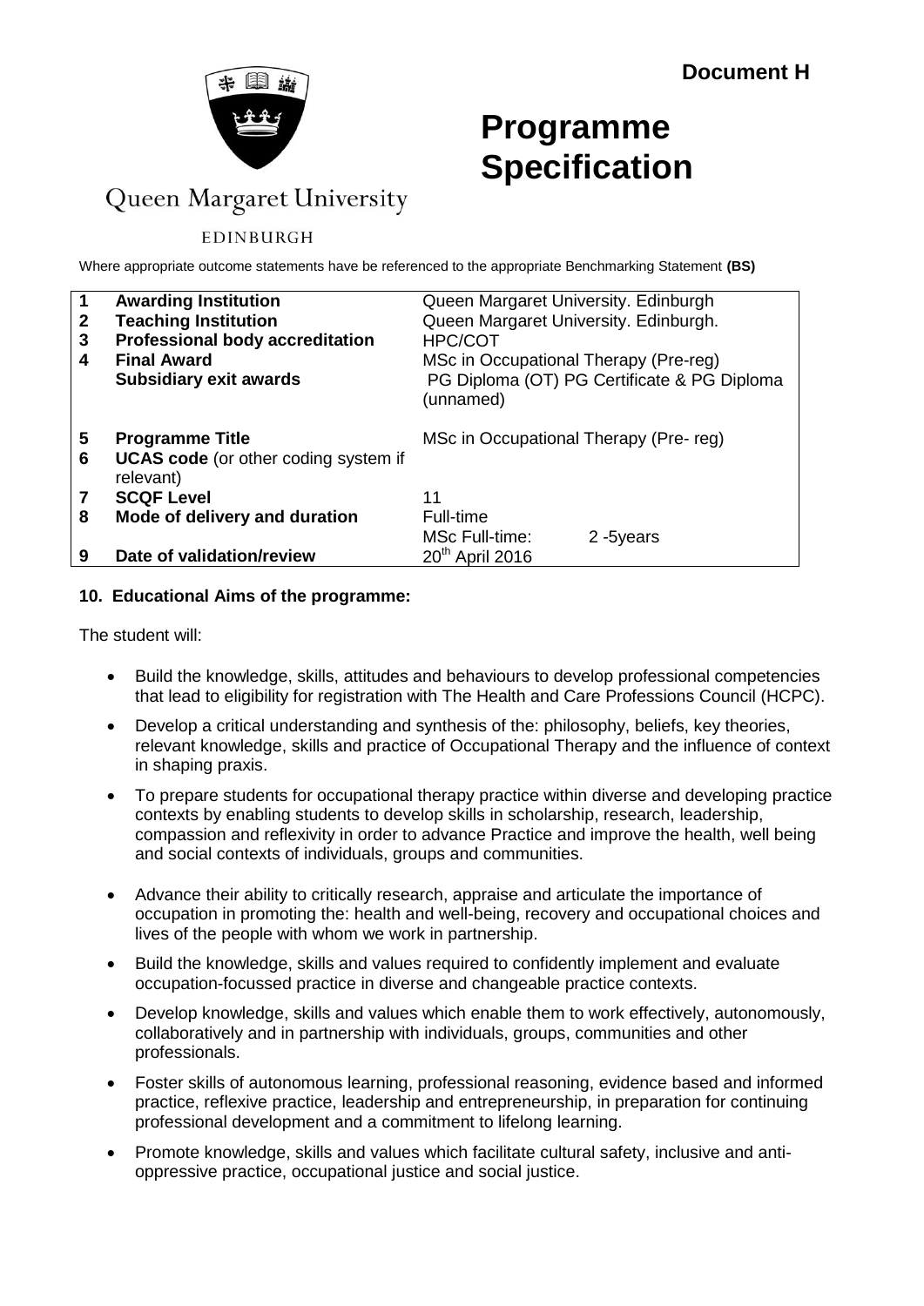**Document H**

Queen Margaret University

EDINBURGH

# Programme Specification

Where appropriate outcome statements have be referenced to the appropriate Benchmarking Statement **(BS)**

| | | |
|---|---|---|
| **1** | **Awarding Institution** | Queen Margaret University. Edinburgh |
| **2** | **Teaching Institution** | Queen Margaret University. Edinburgh. |
| **3** | **Professional body accreditation** | HPC/COT |
| **4** | **Final Award** | MSc in Occupational Therapy (Pre-reg) |
| | **Subsidiary exit awards** | PG Diploma (OT) PG Certificate & PG Diploma (unnamed) |
| **5** | **Programme Title** | MSc in Occupational Therapy (Pre- reg) |
| **6** | **UCAS code** (or other coding system if relevant) | |
| **7** | **SCQF Level** | 11 |
| **8** | **Mode of delivery and duration** | Full-time<br>MSc Full-time: 2 -5years |
| **9** | **Date of validation/review** | 20th April 2016 |

## 10. Educational Aims of the programme:

The student will:

- Build the knowledge, skills, attitudes and behaviours to develop professional competencies that lead to eligibility for registration with The Health and Care Professions Council (HCPC).
- Develop a critical understanding and synthesis of the: philosophy, beliefs, key theories, relevant knowledge, skills and practice of Occupational Therapy and the influence of context in shaping praxis.
- To prepare students for occupational therapy practice within diverse and developing practice contexts by enabling students to develop skills in scholarship, research, leadership, compassion and reflexivity in order to advance Practice and improve the health, well being and social contexts of individuals, groups and communities.
- Advance their ability to critically research, appraise and articulate the importance of occupation in promoting the: health and well-being, recovery and occupational choices and lives of the people with whom we work in partnership.
- Build the knowledge, skills and values required to confidently implement and evaluate occupation-focussed practice in diverse and changeable practice contexts.
- Develop knowledge, skills and values which enable them to work effectively, autonomously, collaboratively and in partnership with individuals, groups, communities and other professionals.
- Foster skills of autonomous learning, professional reasoning, evidence based and informed practice, reflexive practice, leadership and entrepreneurship, in preparation for continuing professional development and a commitment to lifelong learning.
- Promote knowledge, skills and values which facilitate cultural safety, inclusive and anti-oppressive practice, occupational justice and social justice.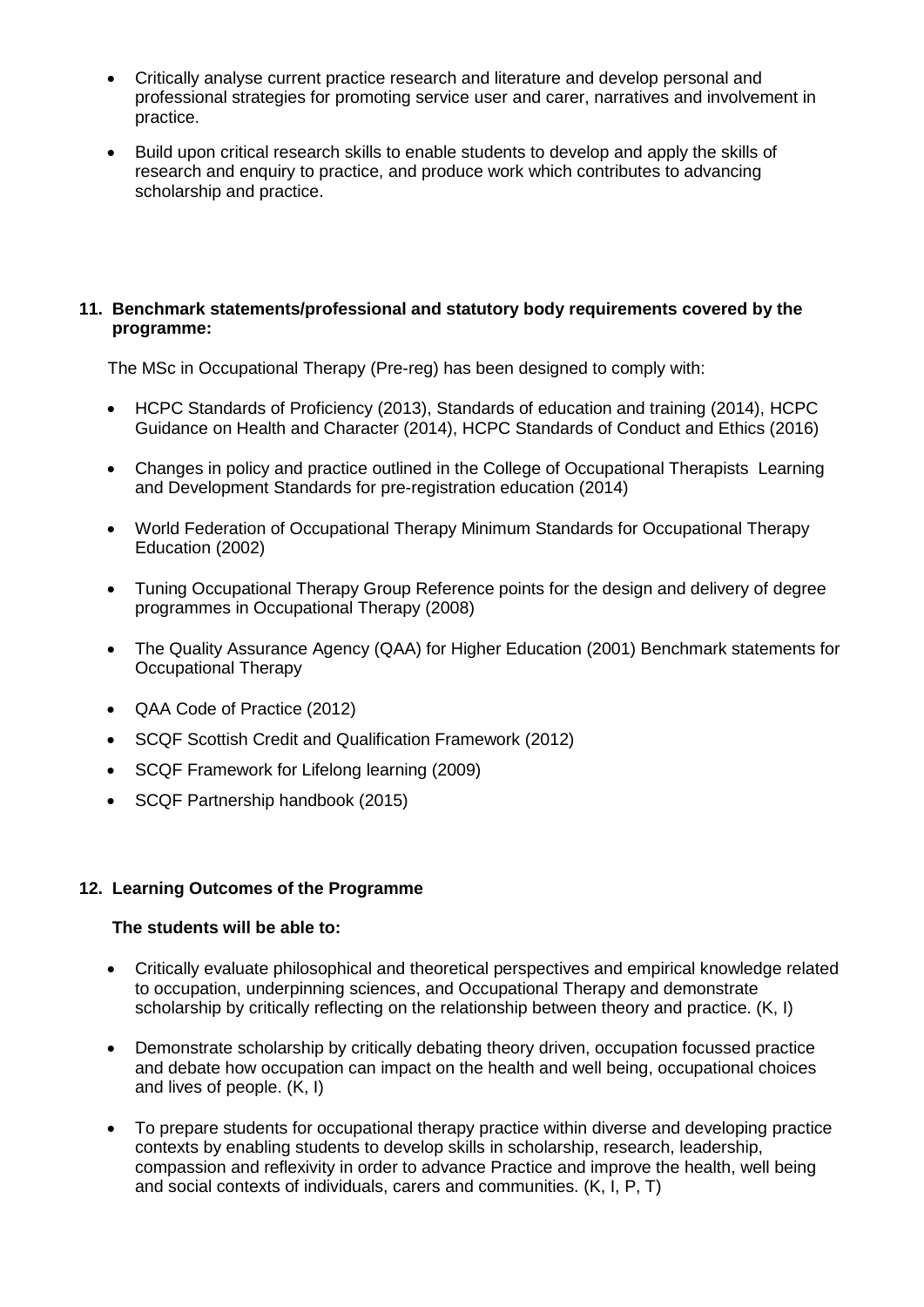- Critically analyse current practice research and literature and develop personal and professional strategies for promoting service user and carer, narratives and involvement in practice.
- Build upon critical research skills to enable students to develop and apply the skills of research and enquiry to practice, and produce work which contributes to advancing scholarship and practice.

## 11. Benchmark statements/professional and statutory body requirements covered by the programme:

The MSc in Occupational Therapy (Pre-reg) has been designed to comply with:

- HCPC Standards of Proficiency (2013), Standards of education and training (2014), HCPC Guidance on Health and Character (2014), HCPC Standards of Conduct and Ethics (2016)
- Changes in policy and practice outlined in the College of Occupational Therapists Learning and Development Standards for pre-registration education (2014)
- World Federation of Occupational Therapy Minimum Standards for Occupational Therapy Education (2002)
- Tuning Occupational Therapy Group Reference points for the design and delivery of degree programmes in Occupational Therapy (2008)
- The Quality Assurance Agency (QAA) for Higher Education (2001) Benchmark statements for Occupational Therapy
- QAA Code of Practice (2012)
- SCQF Scottish Credit and Qualification Framework (2012)
- SCQF Framework for Lifelong learning (2009)
- SCQF Partnership handbook (2015)

## 12. Learning Outcomes of the Programme

**The students will be able to:**

- Critically evaluate philosophical and theoretical perspectives and empirical knowledge related to occupation, underpinning sciences, and Occupational Therapy and demonstrate scholarship by critically reflecting on the relationship between theory and practice. (K, I)
- Demonstrate scholarship by critically debating theory driven, occupation focussed practice and debate how occupation can impact on the health and well being, occupational choices and lives of people. (K, I)
- To prepare students for occupational therapy practice within diverse and developing practice contexts by enabling students to develop skills in scholarship, research, leadership, compassion and reflexivity in order to advance Practice and improve the health, well being and social contexts of individuals, carers and communities. (K, I, P, T)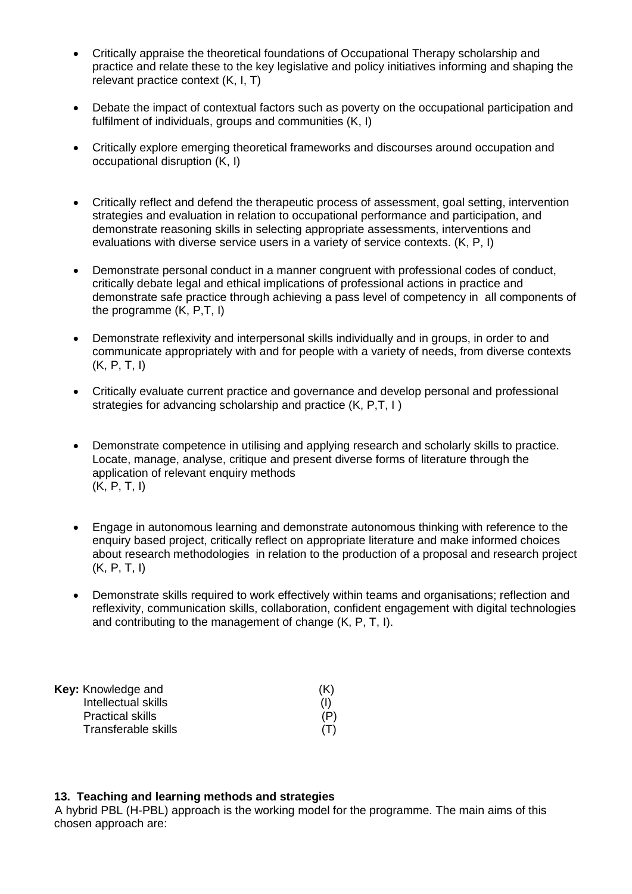- Critically appraise the theoretical foundations of Occupational Therapy scholarship and practice and relate these to the key legislative and policy initiatives informing and shaping the relevant practice context (K, I, T)

- Debate the impact of contextual factors such as poverty on the occupational participation and fulfilment of individuals, groups and communities (K, I)

- Critically explore emerging theoretical frameworks and discourses around occupation and occupational disruption (K, I)

- Critically reflect and defend the therapeutic process of assessment, goal setting, intervention strategies and evaluation in relation to occupational performance and participation, and demonstrate reasoning skills in selecting appropriate assessments, interventions and evaluations with diverse service users in a variety of service contexts. (K, P, I)

- Demonstrate personal conduct in a manner congruent with professional codes of conduct, critically debate legal and ethical implications of professional actions in practice and demonstrate safe practice through achieving a pass level of competency in all components of the programme (K, P,T, I)

- Demonstrate reflexivity and interpersonal skills individually and in groups, in order to and communicate appropriately with and for people with a variety of needs, from diverse contexts (K, P, T, I)

- Critically evaluate current practice and governance and develop personal and professional strategies for advancing scholarship and practice (K, P,T, I )

- Demonstrate competence in utilising and applying research and scholarly skills to practice. Locate, manage, analyse, critique and present diverse forms of literature through the application of relevant enquiry methods (K, P, T, I)

- Engage in autonomous learning and demonstrate autonomous thinking with reference to the enquiry based project, critically reflect on appropriate literature and make informed choices about research methodologies in relation to the production of a proposal and research project (K, P, T, I)

- Demonstrate skills required to work effectively within teams and organisations; reflection and reflexivity, communication skills, collaboration, confident engagement with digital technologies and contributing to the management of change (K, P, T, I).

**Key:** Knowledge and (K)
Intellectual skills (I)
Practical skills (P)
Transferable skills (T)

### 13. Teaching and learning methods and strategies

A hybrid PBL (H-PBL) approach is the working model for the programme. The main aims of this chosen approach are: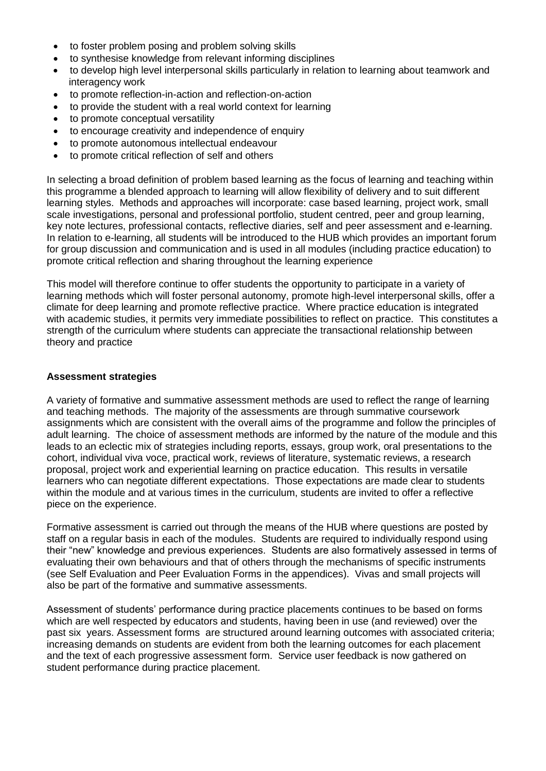- to foster problem posing and problem solving skills
- to synthesise knowledge from relevant informing disciplines
- to develop high level interpersonal skills particularly in relation to learning about teamwork and interagency work
- to promote reflection-in-action and reflection-on-action
- to provide the student with a real world context for learning
- to promote conceptual versatility
- to encourage creativity and independence of enquiry
- to promote autonomous intellectual endeavour
- to promote critical reflection of self and others

In selecting a broad definition of problem based learning as the focus of learning and teaching within this programme a blended approach to learning will allow flexibility of delivery and to suit different learning styles. Methods and approaches will incorporate: case based learning, project work, small scale investigations, personal and professional portfolio, student centred, peer and group learning, key note lectures, professional contacts, reflective diaries, self and peer assessment and e-learning. In relation to e-learning, all students will be introduced to the HUB which provides an important forum for group discussion and communication and is used in all modules (including practice education) to promote critical reflection and sharing throughout the learning experience

This model will therefore continue to offer students the opportunity to participate in a variety of learning methods which will foster personal autonomy, promote high-level interpersonal skills, offer a climate for deep learning and promote reflective practice. Where practice education is integrated with academic studies, it permits very immediate possibilities to reflect on practice. This constitutes a strength of the curriculum where students can appreciate the transactional relationship between theory and practice

**Assessment strategies**

A variety of formative and summative assessment methods are used to reflect the range of learning and teaching methods. The majority of the assessments are through summative coursework assignments which are consistent with the overall aims of the programme and follow the principles of adult learning. The choice of assessment methods are informed by the nature of the module and this leads to an eclectic mix of strategies including reports, essays, group work, oral presentations to the cohort, individual viva voce, practical work, reviews of literature, systematic reviews, a research proposal, project work and experiential learning on practice education. This results in versatile learners who can negotiate different expectations. Those expectations are made clear to students within the module and at various times in the curriculum, students are invited to offer a reflective piece on the experience.

Formative assessment is carried out through the means of the HUB where questions are posted by staff on a regular basis in each of the modules. Students are required to individually respond using their "new" knowledge and previous experiences. Students are also formatively assessed in terms of evaluating their own behaviours and that of others through the mechanisms of specific instruments (see Self Evaluation and Peer Evaluation Forms in the appendices). Vivas and small projects will also be part of the formative and summative assessments.

Assessment of students' performance during practice placements continues to be based on forms which are well respected by educators and students, having been in use (and reviewed) over the past six years. Assessment forms are structured around learning outcomes with associated criteria; increasing demands on students are evident from both the learning outcomes for each placement and the text of each progressive assessment form. Service user feedback is now gathered on student performance during practice placement.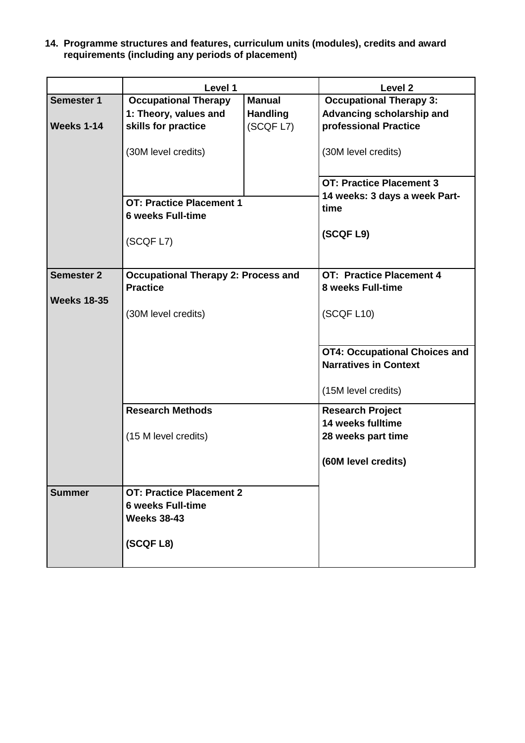**14. Programme structures and features, curriculum units (modules), credits and award requirements (including any periods of placement)**

| | Level 1 | | Level 2 |
|---|---|---|---|
| **Semester 1**<br><br>**Weeks 1-14** | **Occupational Therapy 1: Theory, values and skills for practice**<br><br>(30M level credits) | **Manual Handling** (SCQF L7) | **Occupational Therapy 3: Advancing scholarship and professional Practice**<br><br>(30M level credits) |
| | **OT: Practice Placement 1**<br>**6 weeks Full-time**<br><br>(SCQF L7) | | **OT: Practice Placement 3**<br>**14 weeks: 3 days a week Part-time**<br><br>**(SCQF L9)** |
| **Semester 2**<br><br>**Weeks 18-35** | **Occupational Therapy 2: Process and Practice**<br><br>(30M level credits) | | **OT: Practice Placement 4**<br>**8 weeks Full-time**<br><br>(SCQF L10) |
| | | | **OT4: Occupational Choices and Narratives in Context**<br><br>(15M level credits) |
| | **Research Methods**<br><br>(15 M level credits) | | **Research Project**<br>**14 weeks fulltime**<br>**28 weeks part time**<br><br>**(60M level credits)** |
| **Summer** | **OT: Practice Placement 2**<br>**6 weeks Full-time**<br>**Weeks 38-43**<br><br>**(SCQF L8)** | | |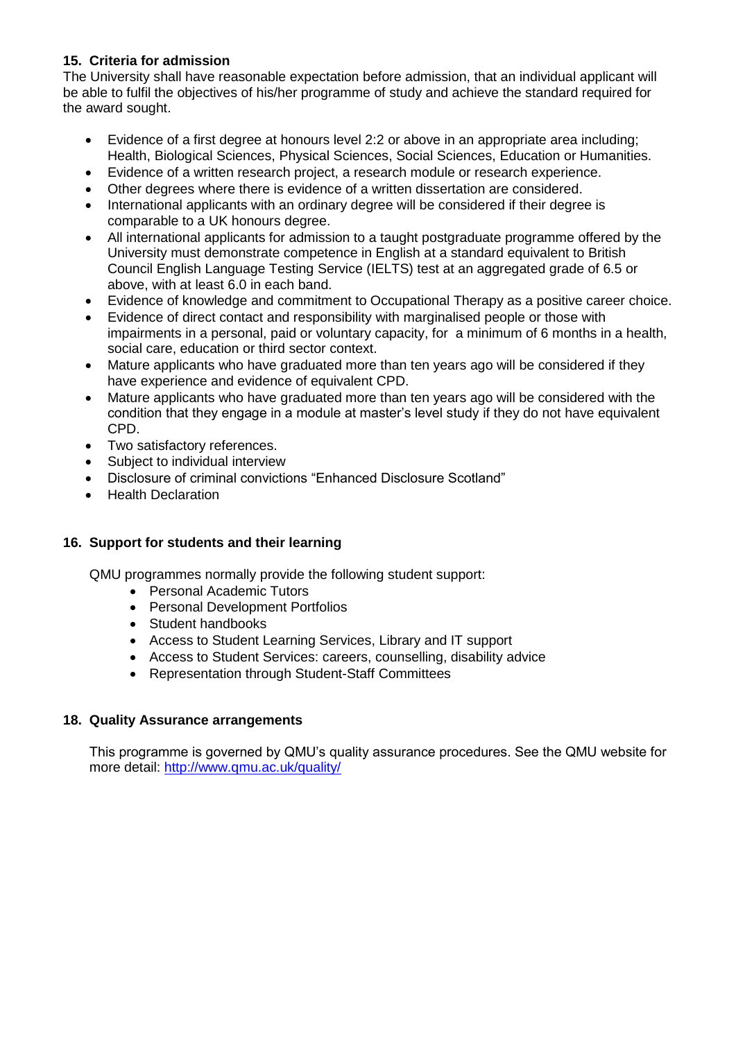## 15. Criteria for admission

The University shall have reasonable expectation before admission, that an individual applicant will be able to fulfil the objectives of his/her programme of study and achieve the standard required for the award sought.

- Evidence of a first degree at honours level 2:2 or above in an appropriate area including; Health, Biological Sciences, Physical Sciences, Social Sciences, Education or Humanities.
- Evidence of a written research project, a research module or research experience.
- Other degrees where there is evidence of a written dissertation are considered.
- International applicants with an ordinary degree will be considered if their degree is comparable to a UK honours degree.
- All international applicants for admission to a taught postgraduate programme offered by the University must demonstrate competence in English at a standard equivalent to British Council English Language Testing Service (IELTS) test at an aggregated grade of 6.5 or above, with at least 6.0 in each band.
- Evidence of knowledge and commitment to Occupational Therapy as a positive career choice.
- Evidence of direct contact and responsibility with marginalised people or those with impairments in a personal, paid or voluntary capacity, for a minimum of 6 months in a health, social care, education or third sector context.
- Mature applicants who have graduated more than ten years ago will be considered if they have experience and evidence of equivalent CPD.
- Mature applicants who have graduated more than ten years ago will be considered with the condition that they engage in a module at master's level study if they do not have equivalent CPD.
- Two satisfactory references.
- Subject to individual interview
- Disclosure of criminal convictions "Enhanced Disclosure Scotland"
- Health Declaration

## 16. Support for students and their learning

QMU programmes normally provide the following student support:

- Personal Academic Tutors
- Personal Development Portfolios
- Student handbooks
- Access to Student Learning Services, Library and IT support
- Access to Student Services: careers, counselling, disability advice
- Representation through Student-Staff Committees

## 18. Quality Assurance arrangements

This programme is governed by QMU's quality assurance procedures. See the QMU website for more detail: http://www.qmu.ac.uk/quality/